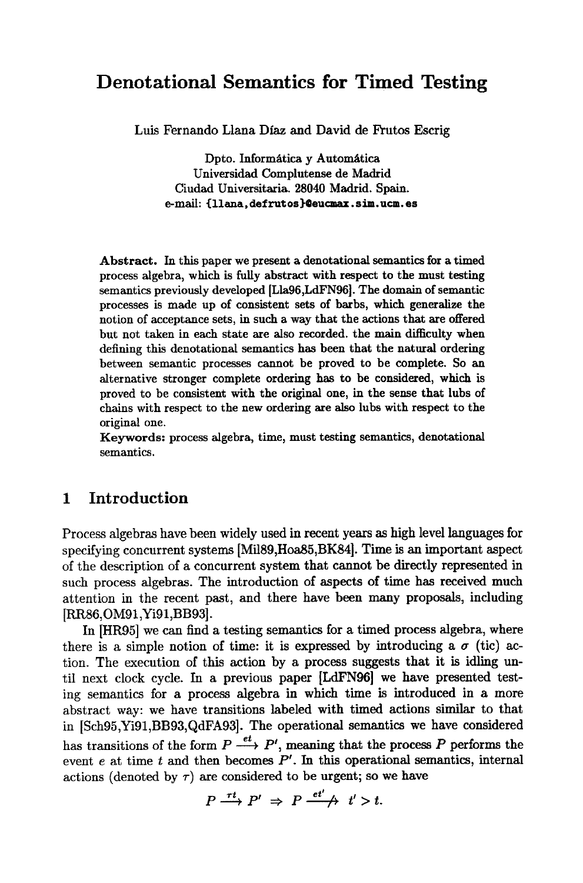# Denotational Semantics for Timed Testing

Luis Fernando Llana Díaz and David de Frutos Escrig

Dpto. Informática y Automática
Universidad Complutense de Madrid
Ciudad Universitaria. 28040 Madrid. Spain.
e-mail: {llana,defrutos}@eucmax.sim.ucm.es

**Abstract.** In this paper we present a denotational semantics for a timed process algebra, which is fully abstract with respect to the must testing semantics previously developed [Lla96,LdFN96]. The domain of semantic processes is made up of consistent sets of barbs, which generalize the notion of acceptance sets, in such a way that the actions that are offered but not taken in each state are also recorded. the main difficulty when defining this denotational semantics has been that the natural ordering between semantic processes cannot be proved to be complete. So an alternative stronger complete ordering has to be considered, which is proved to be consistent with the original one, in the sense that lubs of chains with respect to the new ordering are also lubs with respect to the original one.

**Keywords:** process algebra, time, must testing semantics, denotational semantics.

## 1 Introduction

Process algebras have been widely used in recent years as high level languages for specifying concurrent systems [Mil89,Hoa85,BK84]. Time is an important aspect of the description of a concurrent system that cannot be directly represented in such process algebras. The introduction of aspects of time has received much attention in the recent past, and there have been many proposals, including [RR86,OM91,Yi91,BB93].

In [HR95] we can find a testing semantics for a timed process algebra, where there is a simple notion of time: it is expressed by introducing a $\sigma$ (tic) action. The execution of this action by a process suggests that it is idling until next clock cycle. In a previous paper [LdFN96] we have presented testing semantics for a process algebra in which time is introduced in a more abstract way: we have transitions labeled with timed actions similar to that in [Sch95,Yi91,BB93,QdFA93]. The operational semantics we have considered has transitions of the form $P \xrightarrow{et} P'$, meaning that the process $P$ performs the event $e$ at time $t$ and then becomes $P'$. In this operational semantics, internal actions (denoted by $\tau$) are considered to be urgent; so we have

$$P \xrightarrow{\tau t} P' \;\Rightarrow\; P \stackrel{et'}{\not\longrightarrow} \; t' > t.$$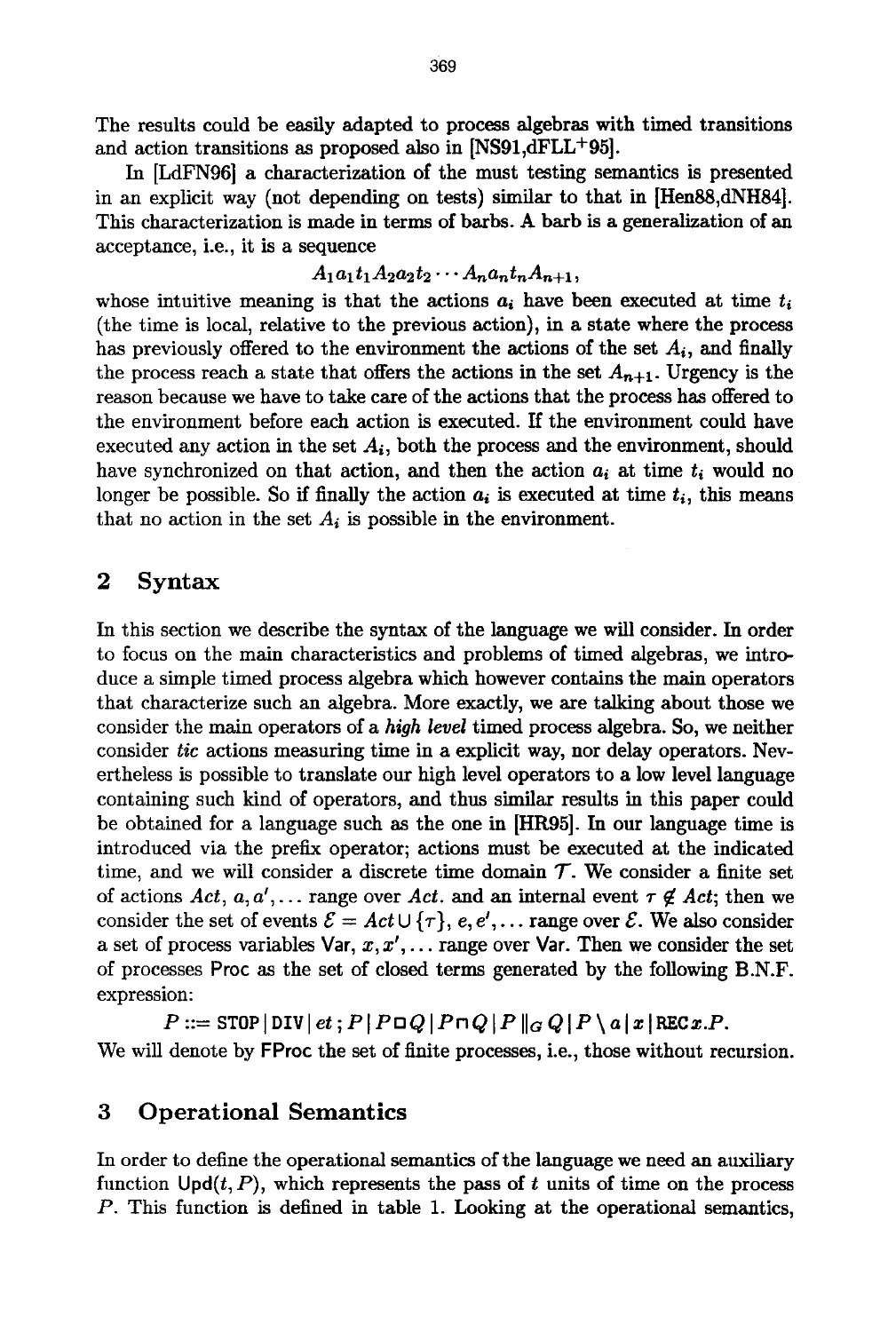The results could be easily adapted to process algebras with timed transitions and action transitions as proposed also in [NS91,dFLL+95].

In [LdFN96] a characterization of the must testing semantics is presented in an explicit way (not depending on tests) similar to that in [Hen88,dNH84]. This characterization is made in terms of barbs. A barb is a generalization of an acceptance, i.e., it is a sequence

$$A_1 a_1 t_1 A_2 a_2 t_2 \cdots A_n a_n t_n A_{n+1},$$

whose intuitive meaning is that the actions $a_i$ have been executed at time $t_i$ (the time is local, relative to the previous action), in a state where the process has previously offered to the environment the actions of the set $A_i$, and finally the process reach a state that offers the actions in the set $A_{n+1}$. Urgency is the reason because we have to take care of the actions that the process has offered to the environment before each action is executed. If the environment could have executed any action in the set $A_i$, both the process and the environment, should have synchronized on that action, and then the action $a_i$ at time $t_i$ would no longer be possible. So if finally the action $a_i$ is executed at time $t_i$, this means that no action in the set $A_i$ is possible in the environment.

## 2 Syntax

In this section we describe the syntax of the language we will consider. In order to focus on the main characteristics and problems of timed algebras, we introduce a simple timed process algebra which however contains the main operators that characterize such an algebra. More exactly, we are talking about those we consider the main operators of a *high level* timed process algebra. So, we neither consider *tic* actions measuring time in a explicit way, nor delay operators. Nevertheless is possible to translate our high level operators to a low level language containing such kind of operators, and thus similar results in this paper could be obtained for a language such as the one in [HR95]. In our language time is introduced via the prefix operator; actions must be executed at the indicated time, and we will consider a discrete time domain $\mathcal{T}$. We consider a finite set of actions $Act$, $a, a', \ldots$ range over $Act$. and an internal event $\tau \notin Act$; then we consider the set of events $\mathcal{E} = Act \cup \{\tau\}$, $e, e', \ldots$ range over $\mathcal{E}$. We also consider a set of process variables $\mathsf{Var}$, $x, x', \ldots$ range over $\mathsf{Var}$. Then we consider the set of processes $\mathsf{Proc}$ as the set of closed terms generated by the following B.N.F. expression:

$$P ::= \mathtt{STOP} \mid \mathtt{DIV} \mid et\,;P \mid P \,\Box\, Q \mid P \sqcap Q \mid P \parallel_G Q \mid P \setminus a \mid x \mid \mathtt{REC}\,x.P.$$

We will denote by $\mathsf{FProc}$ the set of finite processes, i.e., those without recursion.

## 3 Operational Semantics

In order to define the operational semantics of the language we need an auxiliary function $\mathsf{Upd}(t, P)$, which represents the pass of $t$ units of time on the process $P$. This function is defined in table 1. Looking at the operational semantics,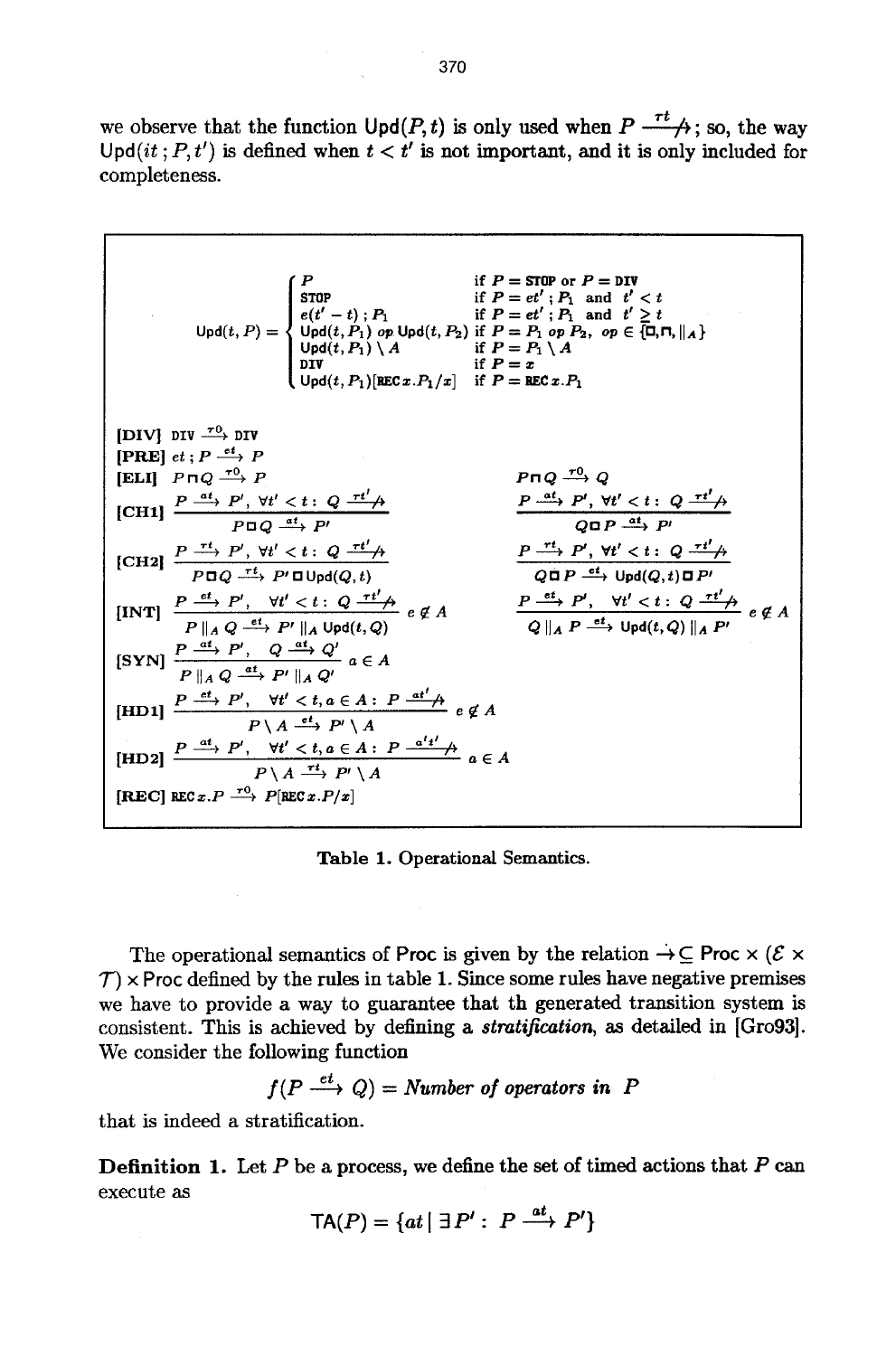we observe that the function $\mathsf{Upd}(P,t)$ is only used when $P \xrightarrow{\tau t}\!\!\!\!\not\;\;$; so, the way $\mathsf{Upd}(it\,;P,t')$ is defined when $t < t'$ is not important, and it is only included for completeness.

$$
\mathsf{Upd}(t,P) = \begin{cases}
P & \text{if } P = \mathtt{STOP} \text{ or } P = \mathtt{DIV} \\
\mathtt{STOP} & \text{if } P = et' \,;\, P_1 \text{ and } t' < t \\
e(t'-t)\,;\,P_1 & \text{if } P = et' \,;\, P_1 \text{ and } t' \geq t \\
\mathsf{Upd}(t,P_1) \; op \; \mathsf{Upd}(t,P_2) & \text{if } P = P_1 \; op \; P_2,\; op \in \{\Box, \sqcap, \|_A\} \\
\mathsf{Upd}(t,P_1) \setminus A & \text{if } P = P_1 \setminus A \\
\mathtt{DIV} & \text{if } P = x \\
\mathsf{Upd}(t,P_1)[\mathtt{REC}\,x.P_1/x] & \text{if } P = \mathtt{REC}\,x.P_1
\end{cases}
$$

**[DIV]** $\mathtt{DIV} \xrightarrow{\tau 0} \mathtt{DIV}$

**[PRE]** $et\,;P \xrightarrow{et} P$

**[ELI]** $P \sqcap Q \xrightarrow{\tau 0} P \qquad P \sqcap Q \xrightarrow{\tau 0} Q$

**[CH1]** $\dfrac{P \xrightarrow{at} P',\ \forall t' < t:\ Q \xrightarrow{\tau t'}\!\!\!\!\not\;\;}{P \Box Q \xrightarrow{at} P'} \qquad \dfrac{P \xrightarrow{at} P',\ \forall t' < t:\ Q \xrightarrow{\tau t'}\!\!\!\!\not\;\;}{Q \Box P \xrightarrow{at} P'}$

**[CH2]** $\dfrac{P \xrightarrow{\tau t} P',\ \forall t' < t:\ Q \xrightarrow{\tau t'}\!\!\!\!\not\;\;}{P \Box Q \xrightarrow{\tau t} P' \Box \mathsf{Upd}(Q,t)} \qquad \dfrac{P \xrightarrow{\tau t} P',\ \forall t' < t:\ Q \xrightarrow{\tau t'}\!\!\!\!\not\;\;}{Q \Box P \xrightarrow{et} \mathsf{Upd}(Q,t) \Box P'}$

**[INT]** $\dfrac{P \xrightarrow{et} P',\quad \forall t' < t:\ Q \xrightarrow{\tau t'}\!\!\!\!\not\;\;}{P \|_A Q \xrightarrow{et} P' \|_A \mathsf{Upd}(t,Q)}\ e \notin A \qquad \dfrac{P \xrightarrow{et} P',\quad \forall t' < t:\ Q \xrightarrow{\tau t'}\!\!\!\!\not\;\;}{Q \|_A P \xrightarrow{et} \mathsf{Upd}(t,Q) \|_A P'}\ e \notin A$

**[SYN]** $\dfrac{P \xrightarrow{at} P',\quad Q \xrightarrow{at} Q'}{P \|_A Q \xrightarrow{at} P' \|_A Q'}\ a \in A$

**[HD1]** $\dfrac{P \xrightarrow{et} P',\quad \forall t' < t, a \in A:\ P \xrightarrow{at'}\!\!\!\!\not\;\;}{P \setminus A \xrightarrow{et} P' \setminus A}\ e \notin A$

**[HD2]** $\dfrac{P \xrightarrow{at} P',\quad \forall t' < t, a \in A:\ P \xrightarrow{a't'}\!\!\!\!\not\;\;}{P \setminus A \xrightarrow{\tau t} P' \setminus A}\ a \in A$

**[REC]** $\mathtt{REC}\,x.P \xrightarrow{\tau 0} P[\mathtt{REC}\,x.P/x]$

**Table 1.** Operational Semantics.

The operational semantics of Proc is given by the relation $\rightarrow \subseteq \mathrm{Proc} \times (\mathcal{E} \times \mathcal{T}) \times \mathrm{Proc}$ defined by the rules in table 1. Since some rules have negative premises we have to provide a way to guarantee that th generated transition system is consistent. This is achieved by defining a ***stratification***, as detailed in [Gro93]. We consider the following function

$$f(P \xrightarrow{et} Q) = \textit{Number of operators in } P$$

that is indeed a stratification.

**Definition 1.** Let $P$ be a process, we define the set of timed actions that $P$ can execute as

$$\mathsf{TA}(P) = \{at \mid \exists P' :\ P \xrightarrow{at} P'\}$$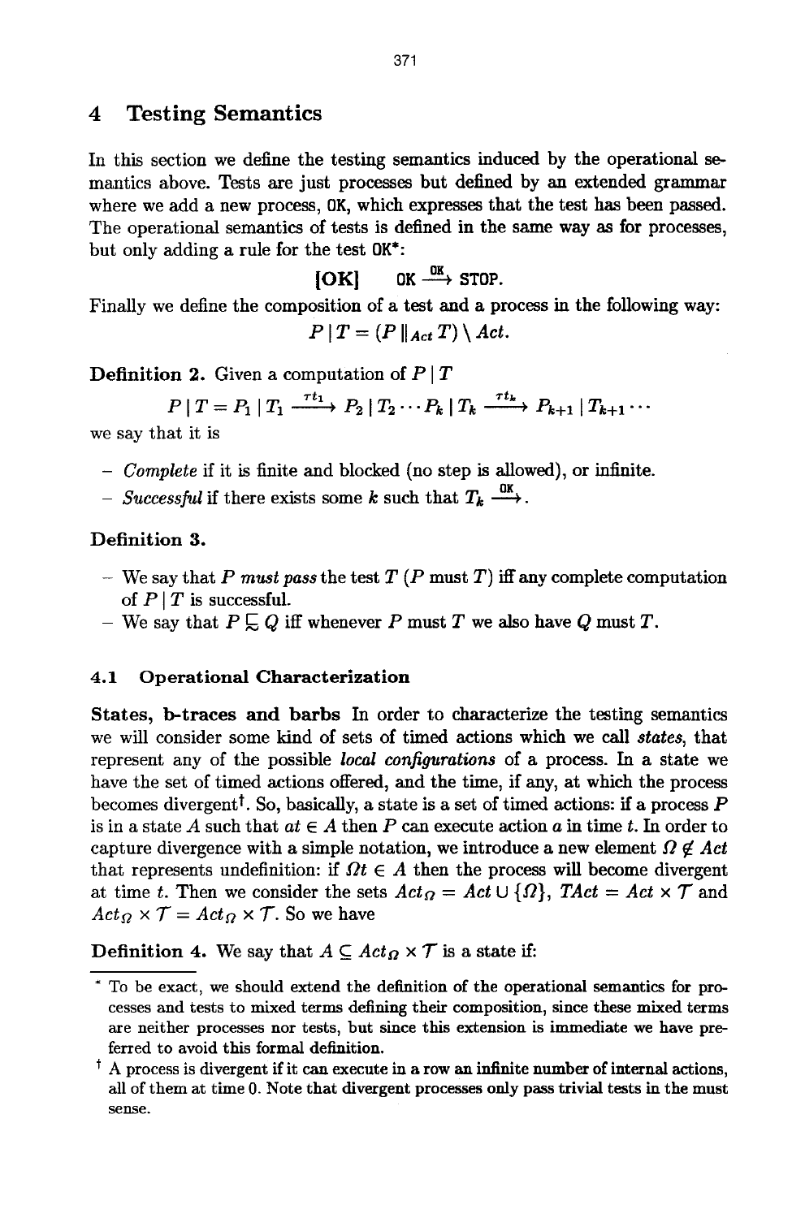# 4 Testing Semantics

In this section we define the testing semantics induced by the operational semantics above. Tests are just processes but defined by an extended grammar where we add a new process, OK, which expresses that the test has been passed. The operational semantics of tests is defined in the same way as for processes, but only adding a rule for the test OK*:

$$\textbf{[OK]} \qquad \mathtt{OK} \xrightarrow{\mathtt{OK}} \mathtt{STOP}.$$

Finally we define the composition of a test and a process in the following way:

$$P \mid T = (P \parallel_{Act} T) \setminus Act.$$

**Definition 2.** Given a computation of $P \mid T$

$$P \mid T = P_1 \mid T_1 \xrightarrow{\tau t_1} P_2 \mid T_2 \cdots P_k \mid T_k \xrightarrow{\tau t_k} P_{k+1} \mid T_{k+1} \cdots$$

we say that it is

- *Complete* if it is finite and blocked (no step is allowed), or infinite.
- *Successful* if there exists some $k$ such that $T_k \xrightarrow{\mathtt{OK}}$.

**Definition 3.**

- We say that $P$ *must pass* the test $T$ ($P$ must $T$) iff any complete computation of $P \mid T$ is successful.
- We say that $P \sqsubseteq Q$ iff whenever $P$ must $T$ we also have $Q$ must $T$.

### 4.1 Operational Characterization

**States, b-traces and barbs** In order to characterize the testing semantics we will consider some kind of sets of timed actions which we call *states*, that represent any of the possible *local configurations* of a process. In a state we have the set of timed actions offered, and the time, if any, at which the process becomes divergent†. So, basically, a state is a set of timed actions: if a process $P$ is in a state $A$ such that $at \in A$ then $P$ can execute action $a$ in time $t$. In order to capture divergence with a simple notation, we introduce a new element $\Omega \notin Act$ that represents undefinition: if $\Omega t \in A$ then the process will become divergent at time $t$. Then we consider the sets $Act_\Omega = Act \cup \{\Omega\}$, $TAct = Act \times \mathcal{T}$ and $Act_\Omega \times \mathcal{T} = Act_\Omega \times \mathcal{T}$. So we have

**Definition 4.** We say that $A \subseteq Act_\Omega \times \mathcal{T}$ is a state if:

---

\* To be exact, we should extend the definition of the operational semantics for processes and tests to mixed terms defining their composition, since these mixed terms are neither processes nor tests, but since this extension is immediate we have preferred to avoid this formal definition.

† A process is divergent if it can execute in a row an infinite number of internal actions, all of them at time 0. Note that divergent processes only pass trivial tests in the must sense.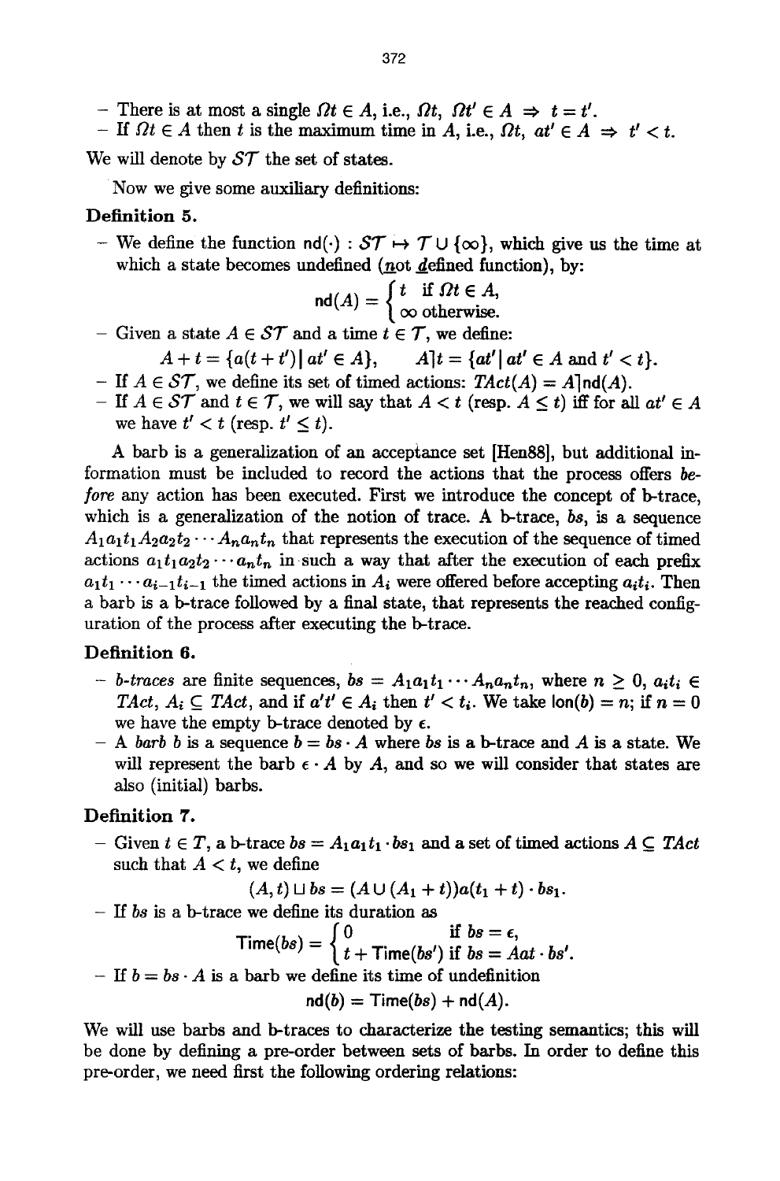- There is at most a single $\Omega t \in A$, i.e., $\Omega t,\ \Omega t' \in A \Rightarrow t = t'$.
- If $\Omega t \in A$ then $t$ is the maximum time in $A$, i.e., $\Omega t,\ at' \in A \Rightarrow t' < t$.

We will denote by $\mathcal{ST}$ the set of states.

Now we give some auxiliary definitions:

**Definition 5.**

- We define the function $\mathsf{nd}(\cdot) : \mathcal{ST} \mapsto \mathcal{T} \cup \{\infty\}$, which give us the time at which a state becomes undefined (<u>n</u>ot <u>d</u>efined function), by:

$$\mathsf{nd}(A) = \begin{cases} t & \text{if } \Omega t \in A, \\ \infty & \text{otherwise.} \end{cases}$$

- Given a state $A \in \mathcal{ST}$ and a time $t \in \mathcal{T}$, we define:

$$A + t = \{a(t + t') \mid at' \in A\}, \qquad A]t = \{at' \mid at' \in A \text{ and } t' < t\}.$$

- If $A \in \mathcal{ST}$, we define its set of timed actions: $TAct(A) = A]\mathsf{nd}(A)$.
- If $A \in \mathcal{ST}$ and $t \in \mathcal{T}$, we will say that $A < t$ (resp. $A \leq t$) iff for all $at' \in A$ we have $t' < t$ (resp. $t' \leq t$).

A barb is a generalization of an acceptance set [Hen88], but additional information must be included to record the actions that the process offers *before* any action has been executed. First we introduce the concept of b-trace, which is a generalization of the notion of trace. A b-trace, $bs$, is a sequence $A_1a_1t_1A_2a_2t_2\cdots A_na_nt_n$ that represents the execution of the sequence of timed actions $a_1t_1a_2t_2\cdots a_nt_n$ in such a way that after the execution of each prefix $a_1t_1\cdots a_{i-1}t_{i-1}$ the timed actions in $A_i$ were offered before accepting $a_it_i$. Then a barb is a b-trace followed by a final state, that represents the reached configuration of the process after executing the b-trace.

**Definition 6.**

- *b-traces* are finite sequences, $bs = A_1a_1t_1\cdots A_na_nt_n$, where $n \geq 0$, $a_it_i \in TAct$, $A_i \subseteq TAct$, and if $a't' \in A_i$ then $t' < t_i$. We take $\mathsf{lon}(b) = n$; if $n = 0$ we have the empty b-trace denoted by $\epsilon$.
- A *barb* $b$ is a sequence $b = bs \cdot A$ where $bs$ is a b-trace and $A$ is a state. We will represent the barb $\epsilon \cdot A$ by $A$, and so we will consider that states are also (initial) barbs.

**Definition 7.**

- Given $t \in T$, a b-trace $bs = A_1a_1t_1 \cdot bs_1$ and a set of timed actions $A \subseteq TAct$ such that $A < t$, we define

$$(A, t) \sqcup bs = (A \cup (A_1 + t))a(t_1 + t) \cdot bs_1.$$

- If $bs$ is a b-trace we define its duration as

$$\mathsf{Time}(bs) = \begin{cases} 0 & \text{if } bs = \epsilon, \\ t + \mathsf{Time}(bs') & \text{if } bs = Aat \cdot bs'. \end{cases}$$

- If $b = bs \cdot A$ is a barb we define its time of undefinition

$$\mathsf{nd}(b) = \mathsf{Time}(bs) + \mathsf{nd}(A).$$

We will use barbs and b-traces to characterize the testing semantics; this will be done by defining a pre-order between sets of barbs. In order to define this pre-order, we need first the following ordering relations: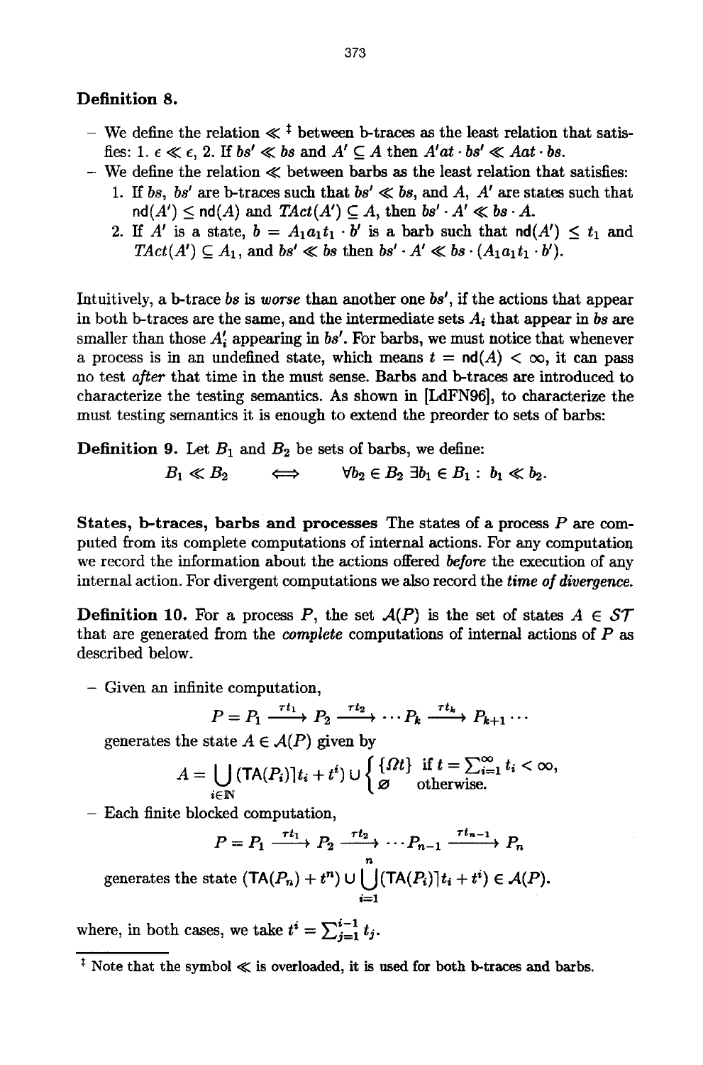**Definition 8.**

- We define the relation $\ll$ [‡] between b-traces as the least relation that satisfies: 1. $\epsilon \ll \epsilon$, 2. If $bs' \ll bs$ and $A' \subseteq A$ then $A'at \cdot bs' \ll Aat \cdot bs$.
- We define the relation $\ll$ between barbs as the least relation that satisfies:
  1. If $bs$, $bs'$ are b-traces such that $bs' \ll bs$, and $A$, $A'$ are states such that $\mathsf{nd}(A') \leq \mathsf{nd}(A)$ and $TAct(A') \subseteq A$, then $bs' \cdot A' \ll bs \cdot A$.
  2. If $A'$ is a state, $b = A_1 a_1 t_1 \cdot b'$ is a barb such that $\mathsf{nd}(A') \leq t_1$ and $TAct(A') \subseteq A_1$, and $bs' \ll bs$ then $bs' \cdot A' \ll bs \cdot (A_1 a_1 t_1 \cdot b')$.

Intuitively, a b-trace $bs$ is *worse* than another one $bs'$, if the actions that appear in both b-traces are the same, and the intermediate sets $A_i$ that appear in $bs$ are smaller than those $A_i'$ appearing in $bs'$. For barbs, we must notice that whenever a process is in an undefined state, which means $t = \mathsf{nd}(A) < \infty$, it can pass no test *after* that time in the must sense. Barbs and b-traces are introduced to characterize the testing semantics. As shown in [LdFN96], to characterize the must testing semantics it is enough to extend the preorder to sets of barbs:

**Definition 9.** Let $B_1$ and $B_2$ be sets of barbs, we define:

$$B_1 \ll B_2 \qquad \Longleftrightarrow \qquad \forall b_2 \in B_2 \; \exists b_1 \in B_1 : \; b_1 \ll b_2.$$

**States, b-traces, barbs and processes** The states of a process $P$ are computed from its complete computations of internal actions. For any computation we record the information about the actions offered *before* the execution of any internal action. For divergent computations we also record the *time of divergence.*

**Definition 10.** For a process $P$, the set $\mathcal{A}(P)$ is the set of states $A \in \mathcal{ST}$ that are generated from the *complete* computations of internal actions of $P$ as described below.

- Given an infinite computation,

$$P = P_1 \xrightarrow{\tau t_1} P_2 \xrightarrow{\tau t_2} \cdots P_k \xrightarrow{\tau t_k} P_{k+1} \cdots$$

  generates the state $A \in \mathcal{A}(P)$ given by

$$A = \bigcup_{i \in \mathbb{N}} (\mathsf{TA}(P_i) \rceil t_i + t^i) \cup \begin{cases} \{\Omega t\} & \text{if } t = \sum_{i=1}^{\infty} t_i < \infty, \\ \varnothing & \text{otherwise.} \end{cases}$$

- Each finite blocked computation,

$$P = P_1 \xrightarrow{\tau t_1} P_2 \xrightarrow{\tau t_2} \cdots P_{n-1} \xrightarrow{\tau t_{n-1}} P_n$$

  generates the state $(\mathsf{TA}(P_n) + t^n) \cup \bigcup_{i=1}^{n} (\mathsf{TA}(P_i) \rceil t_i + t^i) \in \mathcal{A}(P)$.

where, in both cases, we take $t^i = \sum_{j=1}^{i-1} t_j$.

---

[‡] Note that the symbol $\ll$ is overloaded, it is used for both b-traces and barbs.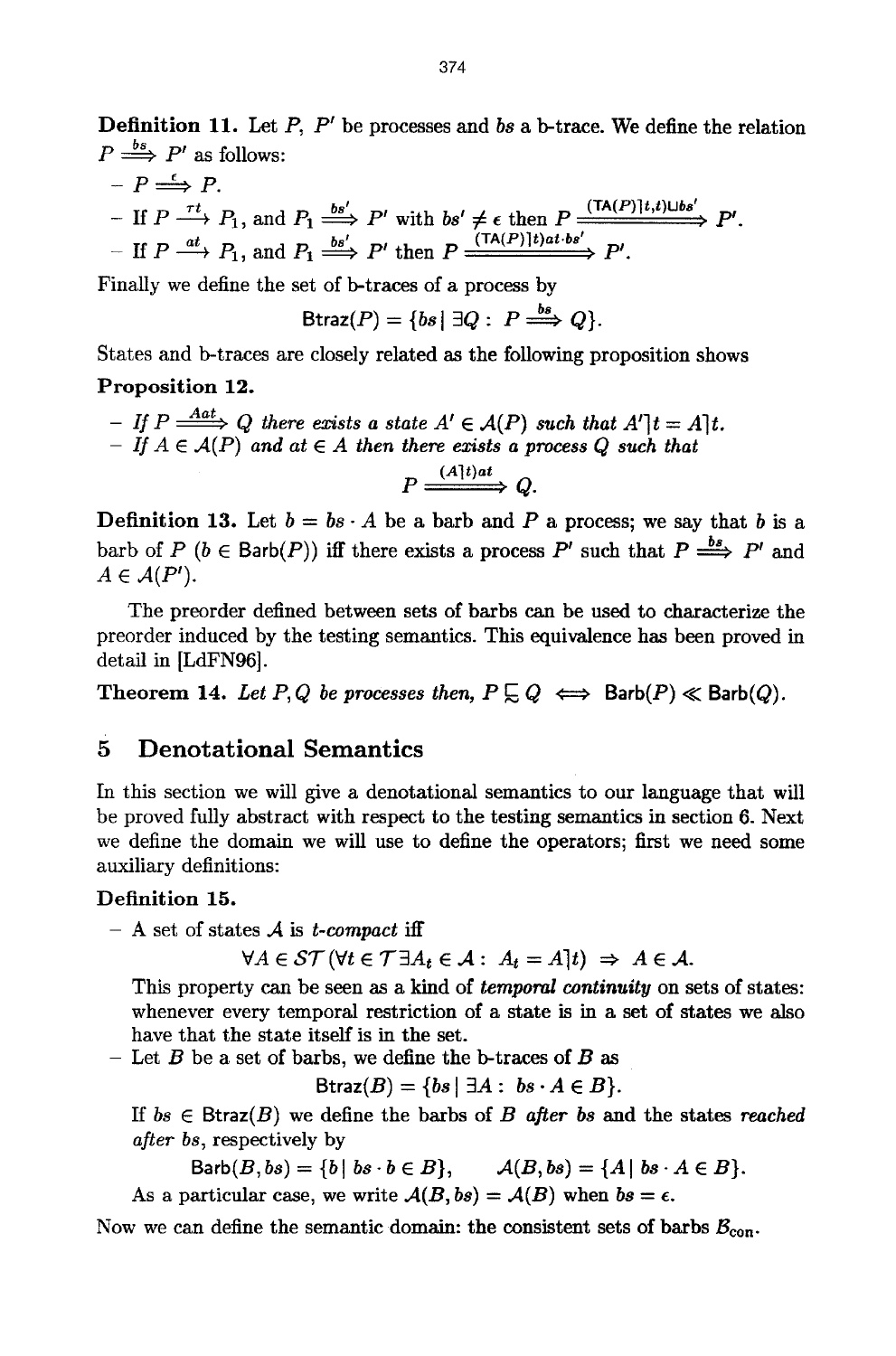**Definition 11.** Let $P$, $P'$ be processes and $bs$ a b-trace. We define the relation $P \stackrel{bs}{\Longrightarrow} P'$ as follows:

- $P \stackrel{\epsilon}{\Longrightarrow} P$.
- If $P \stackrel{rt}{\longrightarrow} P_1$, and $P_1 \stackrel{bs'}{\Longrightarrow} P'$ with $bs' \neq \epsilon$ then $P \stackrel{(\mathsf{TA}(P)\rceil t, t) \sqcup bs'}{\Longrightarrow} P'$.
- If $P \stackrel{at}{\longrightarrow} P_1$, and $P_1 \stackrel{bs'}{\Longrightarrow} P'$ then $P \stackrel{(\mathsf{TA}(P)\rceil t) at \cdot bs'}{\Longrightarrow} P'$.

Finally we define the set of b-traces of a process by

$$\mathsf{Btraz}(P) = \{bs \mid \exists Q : \ P \stackrel{bs}{\Longrightarrow} Q\}.$$

States and b-traces are closely related as the following proposition shows

**Proposition 12.**

- *If $P \stackrel{Aat}{\Longrightarrow} Q$ there exists a state $A' \in \mathcal{A}(P)$ such that $A'\rceil t = A\rceil t$.*
- *If $A \in \mathcal{A}(P)$ and $at \in A$ then there exists a process $Q$ such that*

$$P \stackrel{(A\rceil t) at}{\Longrightarrow} Q.$$

**Definition 13.** Let $b = bs \cdot A$ be a barb and $P$ a process; we say that $b$ is a barb of $P$ ($b \in \mathsf{Barb}(P)$) iff there exists a process $P'$ such that $P \stackrel{bs}{\Longrightarrow} P'$ and $A \in \mathcal{A}(P')$.

The preorder defined between sets of barbs can be used to characterize the preorder induced by the testing semantics. This equivalence has been proved in detail in [LdFN96].

**Theorem 14.** *Let $P, Q$ be processes then, $P \sqsubseteq Q \iff \mathsf{Barb}(P) \ll \mathsf{Barb}(Q)$.*

## 5 Denotational Semantics

In this section we will give a denotational semantics to our language that will be proved fully abstract with respect to the testing semantics in section 6. Next we define the domain we will use to define the operators; first we need some auxiliary definitions:

**Definition 15.**

- A set of states $\mathcal{A}$ is *t-compact* iff

$$\forall A \in \mathcal{ST}\ (\forall t \in \mathcal{T}\ \exists A_t \in \mathcal{A} : \ A_t = A\rceil t) \ \Rightarrow \ A \in \mathcal{A}.$$

This property can be seen as a kind of ***temporal continuity*** on sets of states: whenever every temporal restriction of a state is in a set of states we also have that the state itself is in the set.

- Let $B$ be a set of barbs, we define the b-traces of $B$ as

$$\mathsf{Btraz}(B) = \{bs \mid \exists A : \ bs \cdot A \in B\}.$$

If $bs \in \mathsf{Btraz}(B)$ we define the barbs of $B$ *after* $bs$ and the states *reached after* $bs$, respectively by

$$\mathsf{Barb}(B, bs) = \{b \mid bs \cdot b \in B\}, \qquad \mathcal{A}(B, bs) = \{A \mid bs \cdot A \in B\}.$$

As a particular case, we write $\mathcal{A}(B, bs) = \mathcal{A}(B)$ when $bs = \epsilon$.

Now we can define the semantic domain: the consistent sets of barbs $\mathcal{B}_{\text{con}}$.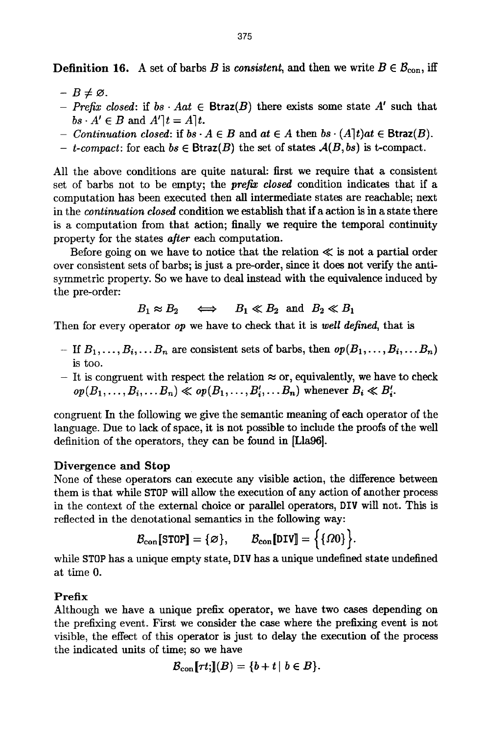**Definition 16.** A set of barbs $B$ is *consistent*, and then we write $B \in \mathcal{B}_{\text{con}}$, iff

- $B \neq \varnothing$.
- *Prefix closed*: if $bs \cdot Aat \in \mathsf{Btraz}(B)$ there exists some state $A'$ such that $bs \cdot A' \in B$ and $A' \rceil t = A \rceil t$.
- *Continuation closed*: if $bs \cdot A \in B$ and $at \in A$ then $bs \cdot (A \rceil t)at \in \mathsf{Btraz}(B)$.
- *t-compact*: for each $bs \in \mathsf{Btraz}(B)$ the set of states $\mathcal{A}(B, bs)$ is t-compact.

All the above conditions are quite natural: first we require that a consistent set of barbs not to be empty; the *prefix closed* condition indicates that if a computation has been executed then all intermediate states are reachable; next in the *continuation closed* condition we establish that if a action is in a state there is a computation from that action; finally we require the temporal continuity property for the states *after* each computation.

Before going on we have to notice that the relation $\ll$ is not a partial order over consistent sets of barbs; is just a pre-order, since it does not verify the anti-symmetric property. So we have to deal instead with the equivalence induced by the pre-order:

$$B_1 \approx B_2 \iff B_1 \ll B_2 \text{ and } B_2 \ll B_1$$

Then for every operator $op$ we have to check that it is *well defined*, that is

- If $B_1, \ldots, B_i, \ldots B_n$ are consistent sets of barbs, then $op(B_1, \ldots, B_i, \ldots B_n)$ is too.
- It is congruent with respect the relation $\approx$ or, equivalently, we have to check $op(B_1, \ldots, B_i, \ldots B_n) \ll op(B_1, \ldots, B_i', \ldots B_n)$ whenever $B_i \ll B_i'$.

congruent In the following we give the semantic meaning of each operator of the language. Due to lack of space, it is not possible to include the proofs of the well definition of the operators, they can be found in [Lla96].

### Divergence and Stop

None of these operators can execute any visible action, the difference between them is that while STOP will allow the execution of any action of another process in the context of the external choice or parallel operators, DIV will not. This is reflected in the denotational semantics in the following way:

$$\mathcal{B}_{\text{con}}[\![\texttt{STOP}]\!] = \{\varnothing\}, \qquad \mathcal{B}_{\text{con}}[\![\texttt{DIV}]\!] = \Big\{\{\Omega 0\}\Big\}.$$

while STOP has a unique empty state, DIV has a unique undefined state undefined at time 0.

### Prefix

Although we have a unique prefix operator, we have two cases depending on the prefixing event. First we consider the case where the prefixing event is not visible, the effect of this operator is just to delay the execution of the process the indicated units of time; so we have

$$\mathcal{B}_{\text{con}}[\![\tau t;]\!](B) = \{b + t \mid b \in B\}.$$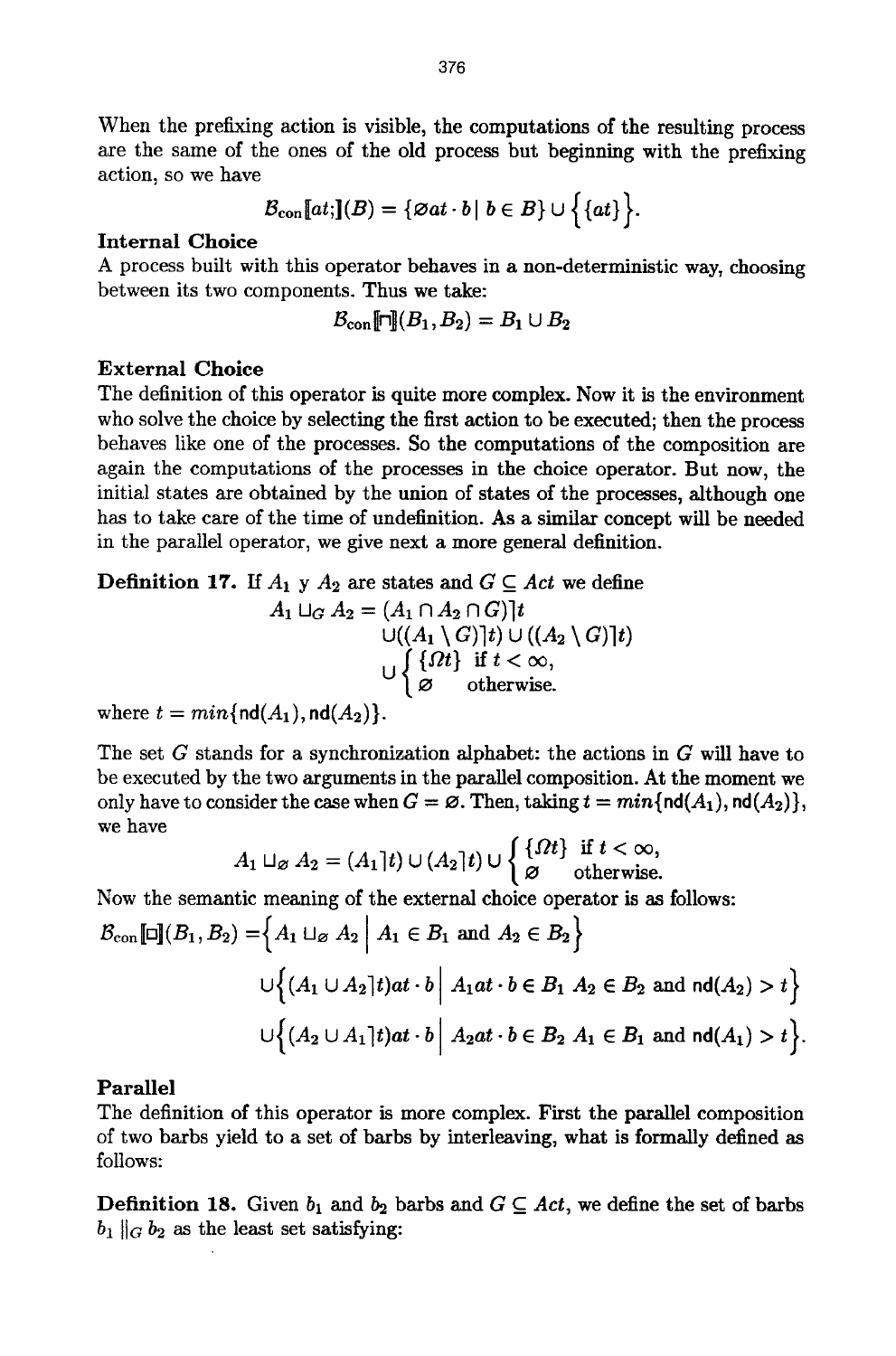When the prefixing action is visible, the computations of the resulting process are the same of the ones of the old process but beginning with the prefixing action, so we have

$$\mathcal{B}_{\text{con}}[\![at;]\!](B) = \{\varnothing at \cdot b \mid b \in B\} \cup \Big\{\{at\}\Big\}.$$

**Internal Choice**

A process built with this operator behaves in a non-deterministic way, choosing between its two components. Thus we take:

$$\mathcal{B}_{\text{con}}[\![\sqcap]\!](B_1, B_2) = B_1 \cup B_2$$

**External Choice**

The definition of this operator is quite more complex. Now it is the environment who solve the choice by selecting the first action to be executed; then the process behaves like one of the processes. So the computations of the composition are again the computations of the processes in the choice operator. But now, the initial states are obtained by the union of states of the processes, although one has to take care of the time of undefinition. As a similar concept will be needed in the parallel operator, we give next a more general definition.

**Definition 17.** If $A_1$ y $A_2$ are states and $G \subseteq Act$ we define

$$\begin{aligned} A_1 \sqcup_G A_2 = & (A_1 \cap A_2 \cap G)\rceil t \\ & \cup ((A_1 \setminus G)\rceil t) \cup ((A_2 \setminus G)\rceil t) \\ & \cup \begin{cases} \{\Omega t\} & \text{if } t < \infty, \\ \varnothing & \text{otherwise.} \end{cases} \end{aligned}$$

where $t = min\{\mathsf{nd}(A_1), \mathsf{nd}(A_2)\}$.

The set $G$ stands for a synchronization alphabet: the actions in $G$ will have to be executed by the two arguments in the parallel composition. At the moment we only have to consider the case when $G = \varnothing$. Then, taking $t = min\{\mathsf{nd}(A_1), \mathsf{nd}(A_2)\}$, we have

$$A_1 \sqcup_\varnothing A_2 = (A_1\rceil t) \cup (A_2\rceil t) \cup \begin{cases} \{\Omega t\} & \text{if } t < \infty, \\ \varnothing & \text{otherwise.} \end{cases}$$

Now the semantic meaning of the external choice operator is as follows:

$$\begin{aligned} \mathcal{B}_{\text{con}}[\![\Box]\!](B_1, B_2) = & \Big\{A_1 \sqcup_\varnothing A_2 \;\Big|\; A_1 \in B_1 \text{ and } A_2 \in B_2\Big\} \\ & \cup \Big\{(A_1 \cup A_2\rceil t) at \cdot b \;\Big|\; A_1 at \cdot b \in B_1 \; A_2 \in B_2 \text{ and } \mathsf{nd}(A_2) > t\Big\} \\ & \cup \Big\{(A_2 \cup A_1\rceil t) at \cdot b \;\Big|\; A_2 at \cdot b \in B_2 \; A_1 \in B_1 \text{ and } \mathsf{nd}(A_1) > t\Big\}. \end{aligned}$$

**Parallel**

The definition of this operator is more complex. First the parallel composition of two barbs yield to a set of barbs by interleaving, what is formally defined as follows:

**Definition 18.** Given $b_1$ and $b_2$ barbs and $G \subseteq Act$, we define the set of barbs $b_1 \|_G b_2$ as the least set satisfying: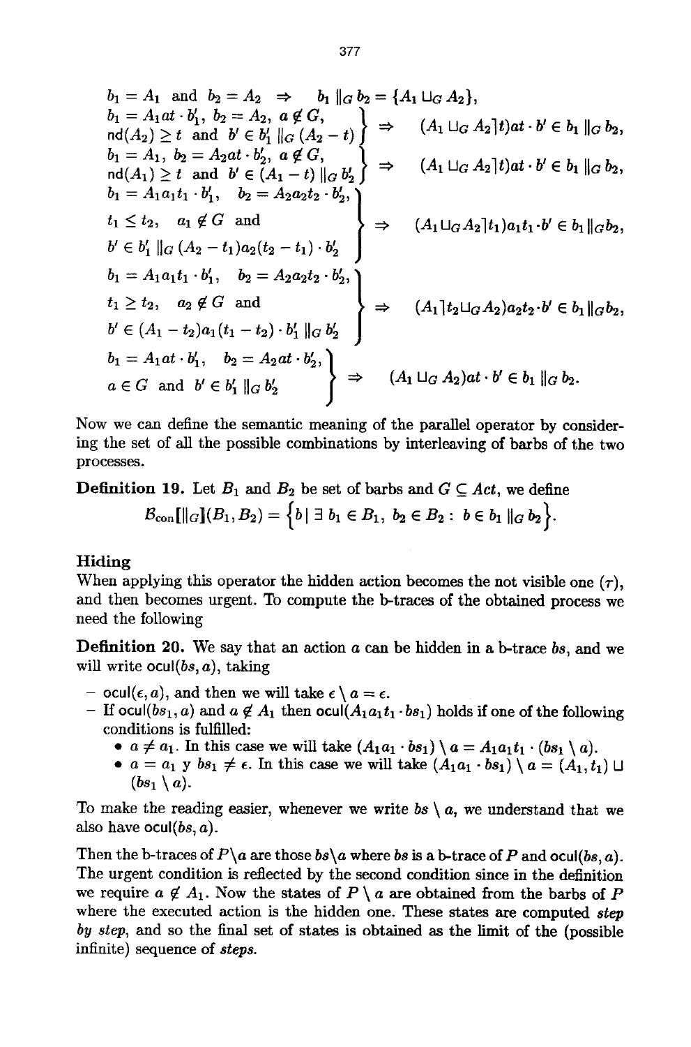$$b_1 = A_1 \text{ and } b_2 = A_2 \quad \Rightarrow \quad b_1 \parallel_G b_2 = \{A_1 \sqcup_G A_2\},$$

$$\left.\begin{array}{l} b_1 = A_1 at \cdot b_1',\ b_2 = A_2,\ a \notin G, \\ \mathsf{nd}(A_2) \geq t \text{ and } b' \in b_1' \parallel_G (A_2 - t) \end{array}\right\} \Rightarrow \quad (A_1 \sqcup_G A_2 \rceil t) at \cdot b' \in b_1 \parallel_G b_2,$$

$$\left.\begin{array}{l} b_1 = A_1,\ b_2 = A_2 at \cdot b_2',\ a \notin G, \\ \mathsf{nd}(A_1) \geq t \text{ and } b' \in (A_1 - t) \parallel_G b_2' \end{array}\right\} \Rightarrow \quad (A_1 \sqcup_G A_2 \rceil t) at \cdot b' \in b_1 \parallel_G b_2,$$

$$\left.\begin{array}{l} b_1 = A_1 a_1 t_1 \cdot b_1', \quad b_2 = A_2 a_2 t_2 \cdot b_2', \\ t_1 \leq t_2, \quad a_1 \notin G \text{ and} \\ b' \in b_1' \parallel_G (A_2 - t_1) a_2 (t_2 - t_1) \cdot b_2' \end{array}\right\} \Rightarrow \quad (A_1 \sqcup_G A_2 \rceil t_1) a_1 t_1 \cdot b' \in b_1 \parallel_G b_2,$$

$$\left.\begin{array}{l} b_1 = A_1 a_1 t_1 \cdot b_1', \quad b_2 = A_2 a_2 t_2 \cdot b_2', \\ t_1 \geq t_2, \quad a_2 \notin G \text{ and} \\ b' \in (A_1 - t_2) a_1 (t_1 - t_2) \cdot b_1' \parallel_G b_2' \end{array}\right\} \Rightarrow \quad (A_1 \rceil t_2 \sqcup_G A_2) a_2 t_2 \cdot b' \in b_1 \parallel_G b_2,$$

$$\left.\begin{array}{l} b_1 = A_1 at \cdot b_1', \quad b_2 = A_2 at \cdot b_2', \\ a \in G \text{ and } b' \in b_1' \parallel_G b_2' \end{array}\right\} \Rightarrow \quad (A_1 \sqcup_G A_2) at \cdot b' \in b_1 \parallel_G b_2.$$

Now we can define the semantic meaning of the parallel operator by considering the set of all the possible combinations by interleaving of barbs of the two processes.

**Definition 19.** Let $B_1$ and $B_2$ be set of barbs and $G \subseteq Act$, we define

$$\mathcal{B}_{\mathsf{con}}[\![\parallel_G]\!](B_1, B_2) = \left\{ b \mid \exists\ b_1 \in B_1,\ b_2 \in B_2 :\ b \in b_1 \parallel_G b_2 \right\}.$$

### Hiding

When applying this operator the hidden action becomes the not visible one ($\tau$), and then becomes urgent. To compute the b-traces of the obtained process we need the following

**Definition 20.** We say that an action $a$ can be hidden in a b-trace $bs$, and we will write $\mathsf{ocul}(bs, a)$, taking

- $\mathsf{ocul}(\epsilon, a)$, and then we will take $\epsilon \setminus a = \epsilon$.
- If $\mathsf{ocul}(bs_1, a)$ and $a \notin A_1$ then $\mathsf{ocul}(A_1 a_1 t_1 \cdot bs_1)$ holds if one of the following conditions is fulfilled:
  - $a \neq a_1$. In this case we will take $(A_1 a_1 \cdot bs_1) \setminus a = A_1 a_1 t_1 \cdot (bs_1 \setminus a)$.
  - $a = a_1$ y $bs_1 \neq \epsilon$. In this case we will take $(A_1 a_1 \cdot bs_1) \setminus a = (A_1, t_1) \sqcup (bs_1 \setminus a)$.

To make the reading easier, whenever we write $bs \setminus a$, we understand that we also have $\mathsf{ocul}(bs, a)$.

Then the b-traces of $P \setminus a$ are those $bs \setminus a$ where $bs$ is a b-trace of $P$ and $\mathsf{ocul}(bs, a)$. The urgent condition is reflected by the second condition since in the definition we require $a \notin A_1$. Now the states of $P \setminus a$ are obtained from the barbs of $P$ where the executed action is the hidden one. These states are computed *step by step*, and so the final set of states is obtained as the limit of the (possible infinite) sequence of *steps*.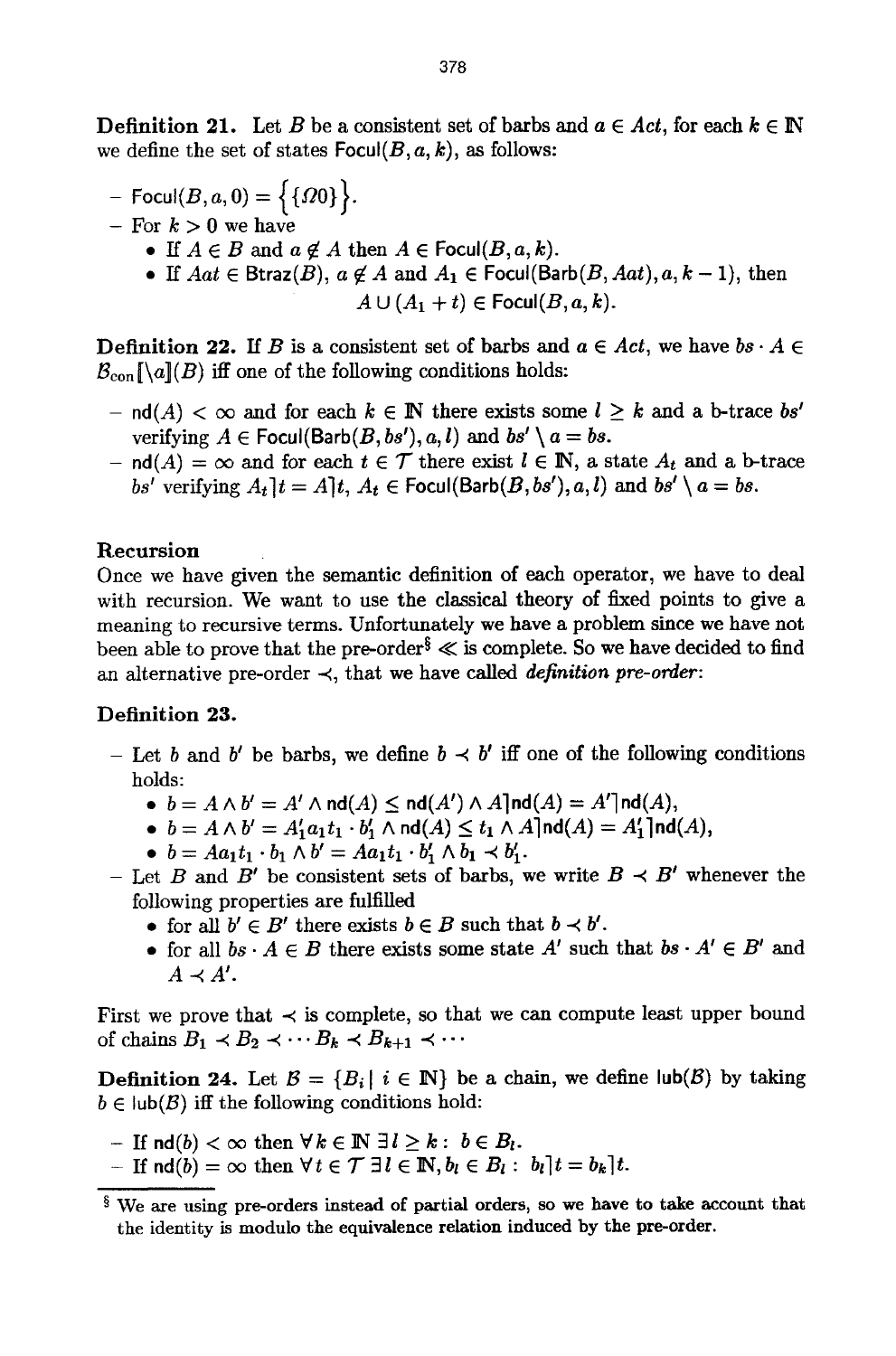**Definition 21.** Let $B$ be a consistent set of barbs and $a \in Act$, for each $k \in \mathbb{N}$ we define the set of states $\mathsf{Focul}(B, a, k)$, as follows:

- $\mathsf{Focul}(B, a, 0) = \Big\{\{\Omega 0\}\Big\}$.
- For $k > 0$ we have
  - If $A \in B$ and $a \notin A$ then $A \in \mathsf{Focul}(B, a, k)$.
  - If $Aat \in \mathsf{Btraz}(B)$, $a \notin A$ and $A_1 \in \mathsf{Focul}(\mathsf{Barb}(B, Aat), a, k-1)$, then
  $$A \cup (A_1 + t) \in \mathsf{Focul}(B, a, k).$$

**Definition 22.** If $B$ is a consistent set of barbs and $a \in Act$, we have $bs \cdot A \in \mathcal{B}_{\mathrm{con}}[\backslash a](B)$ iff one of the following conditions holds:

- $\mathsf{nd}(A) < \infty$ and for each $k \in \mathbb{N}$ there exists some $l \geq k$ and a b-trace $bs'$ verifying $A \in \mathsf{Focul}(\mathsf{Barb}(B, bs'), a, l)$ and $bs' \setminus a = bs$.
- $\mathsf{nd}(A) = \infty$ and for each $t \in \mathcal{T}$ there exist $l \in \mathbb{N}$, a state $A_t$ and a b-trace $bs'$ verifying $A_t \rceil t = A \rceil t$, $A_t \in \mathsf{Focul}(\mathsf{Barb}(B, bs'), a, l)$ and $bs' \setminus a = bs$.

### Recursion

Once we have given the semantic definition of each operator, we have to deal with recursion. We want to use the classical theory of fixed points to give a meaning to recursive terms. Unfortunately we have a problem since we have not been able to prove that the pre-order[§] $\ll$ is complete. So we have decided to find an alternative pre-order $\prec$, that we have called *definition pre-order*:

**Definition 23.**

- Let $b$ and $b'$ be barbs, we define $b \prec b'$ iff one of the following conditions holds:
  - $b = A \wedge b' = A' \wedge \mathsf{nd}(A) \leq \mathsf{nd}(A') \wedge A\rceil\mathsf{nd}(A) = A'\rceil\mathsf{nd}(A)$,
  - $b = A \wedge b' = A'_1 a_1 t_1 \cdot b'_1 \wedge \mathsf{nd}(A) \leq t_1 \wedge A\rceil\mathsf{nd}(A) = A'_1\rceil\mathsf{nd}(A)$,
  - $b = A a_1 t_1 \cdot b_1 \wedge b' = A a_1 t_1 \cdot b'_1 \wedge b_1 \prec b'_1$.
- Let $B$ and $B'$ be consistent sets of barbs, we write $B \prec B'$ whenever the following properties are fulfilled
  - for all $b' \in B'$ there exists $b \in B$ such that $b \prec b'$.
  - for all $bs \cdot A \in B$ there exists some state $A'$ such that $bs \cdot A' \in B'$ and $A \prec A'$.

First we prove that $\prec$ is complete, so that we can compute least upper bound of chains $B_1 \prec B_2 \prec \cdots B_k \prec B_{k+1} \prec \cdots$

**Definition 24.** Let $\mathcal{B} = \{B_i \mid i \in \mathbb{N}\}$ be a chain, we define $\mathsf{lub}(\mathcal{B})$ by taking $b \in \mathsf{lub}(\mathcal{B})$ iff the following conditions hold:

- If $\mathsf{nd}(b) < \infty$ then $\forall k \in \mathbb{N}\ \exists l \geq k : \ b \in B_l$.
- If $\mathsf{nd}(b) = \infty$ then $\forall t \in \mathcal{T}\ \exists l \in \mathbb{N}, b_l \in B_l : \ b_l\rceil t = b_k\rceil t$.

---

[§] We are using pre-orders instead of partial orders, so we have to take account that the identity is modulo the equivalence relation induced by the pre-order.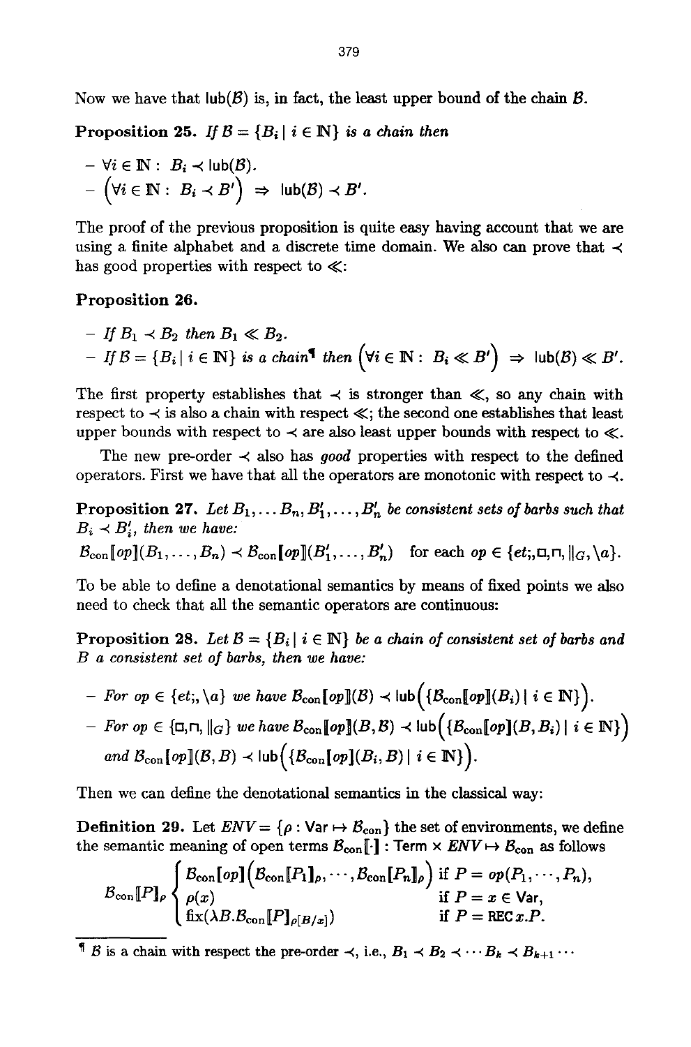Now we have that $\mathsf{lub}(\mathcal{B})$ is, in fact, the least upper bound of the chain $\mathcal{B}$.

**Proposition 25.** *If $\mathcal{B} = \{B_i \mid i \in \mathbb{N}\}$ is a chain then*

- $\forall i \in \mathbb{N} : \; B_i \prec \mathsf{lub}(\mathcal{B})$.
- $\Big(\forall i \in \mathbb{N} : \; B_i \prec B'\Big) \;\Rightarrow\; \mathsf{lub}(\mathcal{B}) \prec B'$.

The proof of the previous proposition is quite easy having account that we are using a finite alphabet and a discrete time domain. We also can prove that $\prec$ has good properties with respect to $\ll$:

**Proposition 26.**

- *If $B_1 \prec B_2$ then $B_1 \ll B_2$.*
- *If $\mathcal{B} = \{B_i \mid i \in \mathbb{N}\}$ is a chain*[¶] *then* $\Big(\forall i \in \mathbb{N} : \; B_i \ll B'\Big) \;\Rightarrow\; \mathsf{lub}(\mathcal{B}) \ll B'$.

The first property establishes that $\prec$ is stronger than $\ll$, so any chain with respect to $\prec$ is also a chain with respect $\ll$; the second one establishes that least upper bounds with respect to $\prec$ are also least upper bounds with respect to $\ll$.

The new pre-order $\prec$ also has *good* properties with respect to the defined operators. First we have that all the operators are monotonic with respect to $\prec$.

**Proposition 27.** *Let $B_1, \ldots B_n, B_1', \ldots, B_n'$ be consistent sets of barbs such that $B_i \prec B_i'$, then we have:*

$\mathcal{B}_{\mathrm{con}}[\![op]\!](B_1, \ldots, B_n) \prec \mathcal{B}_{\mathrm{con}}[\![op]\!](B_1', \ldots, B_n')$ for each $op \in \{et;, \Box, \sqcap, \|_G, \backslash a\}$.

To be able to define a denotational semantics by means of fixed points we also need to check that all the semantic operators are continuous:

**Proposition 28.** *Let $\mathcal{B} = \{B_i \mid i \in \mathbb{N}\}$ be a chain of consistent set of barbs and $B$ a consistent set of barbs, then we have:*

- *For $op \in \{et;, \backslash a\}$ we have* $\mathcal{B}_{\mathrm{con}}[\![op]\!](\mathcal{B}) \prec \mathsf{lub}\Big(\{\mathcal{B}_{\mathrm{con}}[\![op]\!](B_i) \mid i \in \mathbb{N}\}\Big)$.
- *For $op \in \{\Box, \sqcap, \|_G\}$ we have* $\mathcal{B}_{\mathrm{con}}[\![op]\!](B, \mathcal{B}) \prec \mathsf{lub}\Big(\{\mathcal{B}_{\mathrm{con}}[\![op]\!](B, B_i) \mid i \in \mathbb{N}\}\Big)$ *and* $\mathcal{B}_{\mathrm{con}}[\![op]\!](\mathcal{B}, B) \prec \mathsf{lub}\Big(\{\mathcal{B}_{\mathrm{con}}[\![op]\!](B_i, B) \mid i \in \mathbb{N}\}\Big)$.

Then we can define the denotational semantics in the classical way:

**Definition 29.** Let $ENV = \{\rho : \mathsf{Var} \mapsto \mathcal{B}_{\mathrm{con}}\}$ the set of environments, we define the semantic meaning of open terms $\mathcal{B}_{\mathrm{con}}[\![\cdot]\!] : \mathrm{Term} \times ENV \mapsto \mathcal{B}_{\mathrm{con}}$ as follows

$$\mathcal{B}_{\mathrm{con}}[\![P]\!]_\rho \begin{cases} \mathcal{B}_{\mathrm{con}}[\![op]\!]\Big(\mathcal{B}_{\mathrm{con}}[\![P_1]\!]_\rho, \cdots, \mathcal{B}_{\mathrm{con}}[\![P_n]\!]_\rho\Big) & \text{if } P = op(P_1, \cdots, P_n), \\ \rho(x) & \text{if } P = x \in \mathsf{Var}, \\ \mathrm{fix}(\lambda B. \mathcal{B}_{\mathrm{con}}[\![P]\!]_{\rho[B/x]}) & \text{if } P = \mathrm{REC}\, x.P. \end{cases}$$

[¶] $\mathcal{B}$ is a chain with respect the pre-order $\prec$, i.e., $B_1 \prec B_2 \prec \cdots B_k \prec B_{k+1} \cdots$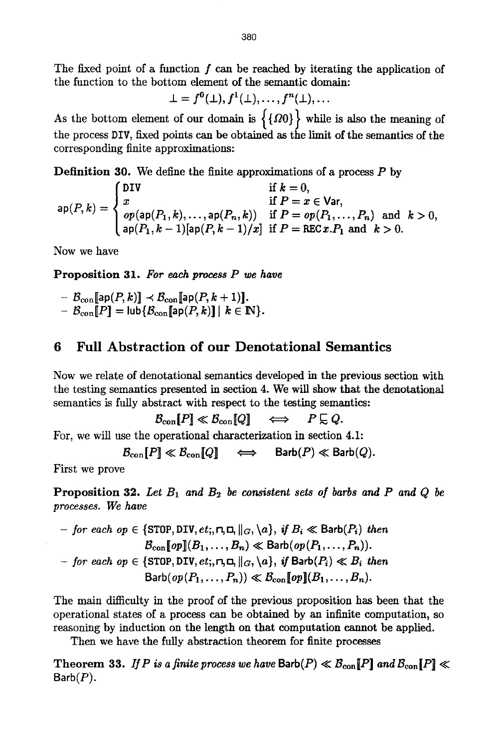The fixed point of a function $f$ can be reached by iterating the application of the function to the bottom element of the semantic domain:

$$\bot = f^0(\bot), f^1(\bot), \ldots, f^n(\bot), \ldots$$

As the bottom element of our domain is $\left\{\{\Omega 0\}\right\}$ while is also the meaning of the process DIV, fixed points can be obtained as the limit of the semantics of the corresponding finite approximations:

**Definition 30.** We define the finite approximations of a process $P$ by

$$\mathsf{ap}(P,k) = \begin{cases} \mathtt{DIV} & \text{if } k = 0, \\ x & \text{if } P = x \in \mathsf{Var}, \\ op(\mathsf{ap}(P_1,k), \ldots, \mathsf{ap}(P_n,k)) & \text{if } P = op(P_1, \ldots, P_n) \text{ and } k > 0, \\ \mathsf{ap}(P_1, k-1)[\mathsf{ap}(P, k-1)/x] & \text{if } P = \mathtt{REC}\, x.P_1 \text{ and } k > 0. \end{cases}$$

Now we have

**Proposition 31.** *For each process $P$ we have*

- $\mathcal{B}_{\text{con}}[\![\mathsf{ap}(P,k)]\!] \prec \mathcal{B}_{\text{con}}[\![\mathsf{ap}(P,k+1)]\!]$.
- $\mathcal{B}_{\text{con}}[\![P]\!] = \mathsf{lub}\{\mathcal{B}_{\text{con}}[\![\mathsf{ap}(P,k)]\!] \mid k \in \mathbb{N}\}$.

## 6 Full Abstraction of our Denotational Semantics

Now we relate of denotational semantics developed in the previous section with the testing semantics presented in section 4. We will show that the denotational semantics is fully abstract with respect to the testing semantics:

$$\mathcal{B}_{\text{con}}[\![P]\!] \ll \mathcal{B}_{\text{con}}[\![Q]\!] \quad \Longleftrightarrow \quad P \sqsubseteq Q.$$

For, we will use the operational characterization in section 4.1:

$$\mathcal{B}_{\text{con}}[\![P]\!] \ll \mathcal{B}_{\text{con}}[\![Q]\!] \quad \Longleftrightarrow \quad \mathsf{Barb}(P) \ll \mathsf{Barb}(Q).$$

First we prove

**Proposition 32.** *Let $B_1$ and $B_2$ be consistent sets of barbs and $P$ and $Q$ be processes. We have*

- *for each $op \in \{\mathtt{STOP}, \mathtt{DIV}, et;, \sqcap, \Box, \|_G, \backslash a\}$, if $B_i \ll \mathsf{Barb}(P_i)$ then*
  $$\mathcal{B}_{\text{con}}[\![op]\!](B_1, \ldots, B_n) \ll \mathsf{Barb}(op(P_1, \ldots, P_n)).$$
- *for each $op \in \{\mathtt{STOP}, \mathtt{DIV}, et;, \sqcap, \Box, \|_G, \backslash a\}$, if $\mathsf{Barb}(P_i) \ll B_i$ then*
  $$\mathsf{Barb}(op(P_1, \ldots, P_n)) \ll \mathcal{B}_{\text{con}}[\![op]\!](B_1, \ldots, B_n).$$

The main difficulty in the proof of the previous proposition has been that the operational states of a process can be obtained by an infinite computation, so reasoning by induction on the length on that computation cannot be applied.

Then we have the fully abstraction theorem for finite processes

**Theorem 33.** *If $P$ is a finite process we have $\mathsf{Barb}(P) \ll \mathcal{B}_{\text{con}}[\![P]\!]$ and $\mathcal{B}_{\text{con}}[\![P]\!] \ll \mathsf{Barb}(P)$.*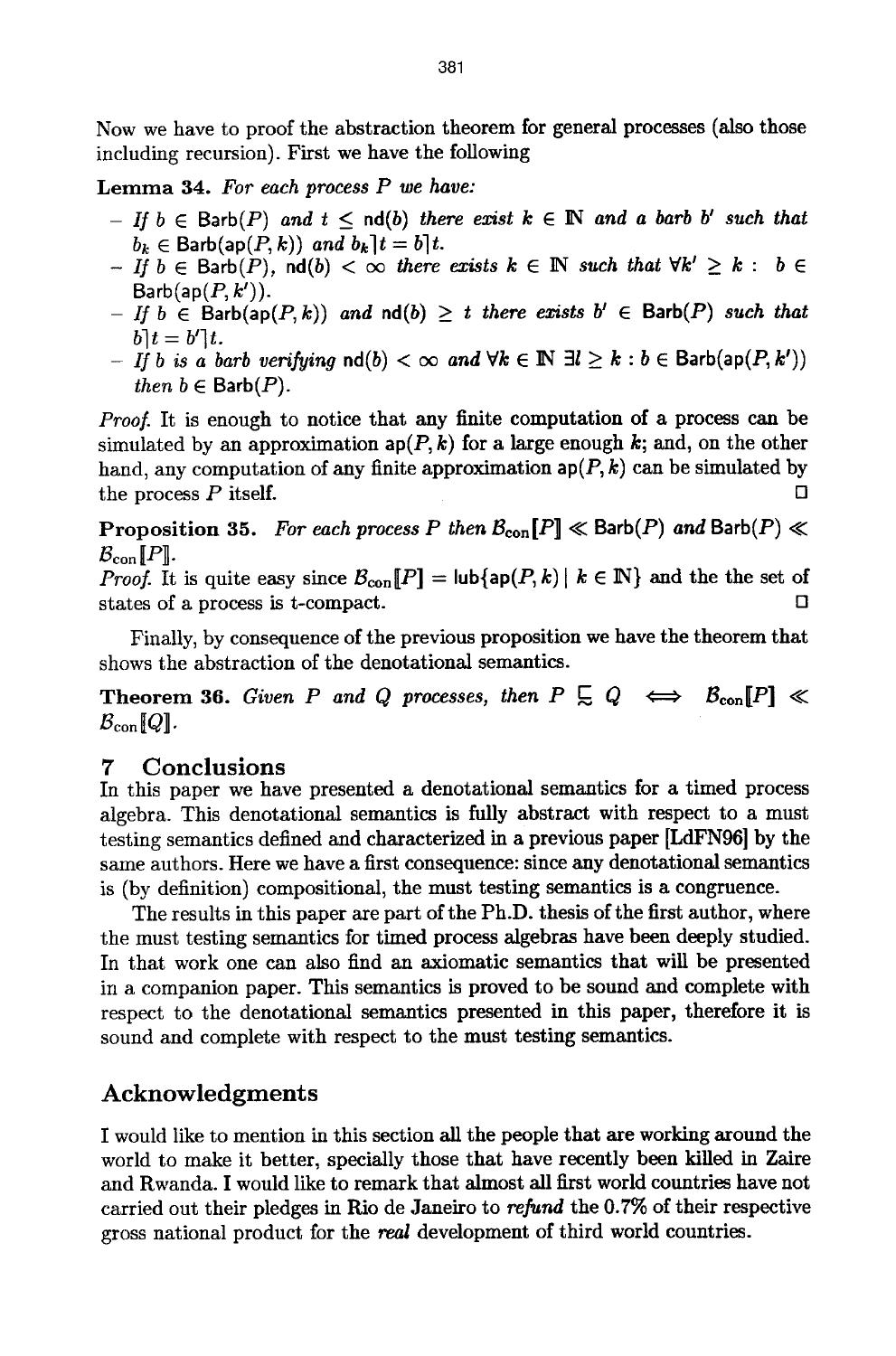Now we have to proof the abstraction theorem for general processes (also those including recursion). First we have the following

**Lemma 34.** *For each process $P$ we have:*

- *If $b \in \mathsf{Barb}(P)$ and $t \leq \mathsf{nd}(b)$ there exist $k \in \mathbb{N}$ and a barb $b'$ such that $b_k \in \mathsf{Barb}(\mathsf{ap}(P,k))$ and $b_k \rceil t = b \rceil t$.*
- *If $b \in \mathsf{Barb}(P)$, $\mathsf{nd}(b) < \infty$ there exists $k \in \mathbb{N}$ such that $\forall k' \geq k : \; b \in \mathsf{Barb}(\mathsf{ap}(P,k'))$.*
- *If $b \in \mathsf{Barb}(\mathsf{ap}(P,k))$ and $\mathsf{nd}(b) \geq t$ there exists $b' \in \mathsf{Barb}(P)$ such that $b \rceil t = b' \rceil t$.*
- *If $b$ is a barb verifying $\mathsf{nd}(b) < \infty$ and $\forall k \in \mathbb{N} \; \exists l \geq k : b \in \mathsf{Barb}(\mathsf{ap}(P,k'))$ then $b \in \mathsf{Barb}(P)$.*

*Proof.* It is enough to notice that any finite computation of a process can be simulated by an approximation $\mathsf{ap}(P,k)$ for a large enough $k$; and, on the other hand, any computation of any finite approximation $\mathsf{ap}(P,k)$ can be simulated by the process $P$ itself. □

**Proposition 35.** *For each process $P$ then $\mathcal{B}_{\mathsf{con}}[\![P]\!] \ll \mathsf{Barb}(P)$ and $\mathsf{Barb}(P) \ll \mathcal{B}_{\mathsf{con}}[\![P]\!]$.*
*Proof.* It is quite easy since $\mathcal{B}_{\mathsf{con}}[\![P]\!] = \mathsf{lub}\{\mathsf{ap}(P,k) \mid k \in \mathbb{N}\}$ and the the set of states of a process is t-compact. □

Finally, by consequence of the previous proposition we have the theorem that shows the abstraction of the denotational semantics.

**Theorem 36.** *Given $P$ and $Q$ processes, then $P \sqsubseteq Q \iff \mathcal{B}_{\mathsf{con}}[\![P]\!] \ll \mathcal{B}_{\mathsf{con}}[\![Q]\!]$.*

## 7 Conclusions

In this paper we have presented a denotational semantics for a timed process algebra. This denotational semantics is fully abstract with respect to a must testing semantics defined and characterized in a previous paper [LdFN96] by the same authors. Here we have a first consequence: since any denotational semantics is (by definition) compositional, the must testing semantics is a congruence.

The results in this paper are part of the Ph.D. thesis of the first author, where the must testing semantics for timed process algebras have been deeply studied. In that work one can also find an axiomatic semantics that will be presented in a companion paper. This semantics is proved to be sound and complete with respect to the denotational semantics presented in this paper, therefore it is sound and complete with respect to the must testing semantics.

## Acknowledgments

I would like to mention in this section all the people that are working around the world to make it better, specially those that have recently been killed in Zaire and Rwanda. I would like to remark that almost all first world countries have not carried out their pledges in Rio de Janeiro to *refund* the 0.7% of their respective gross national product for the *real* development of third world countries.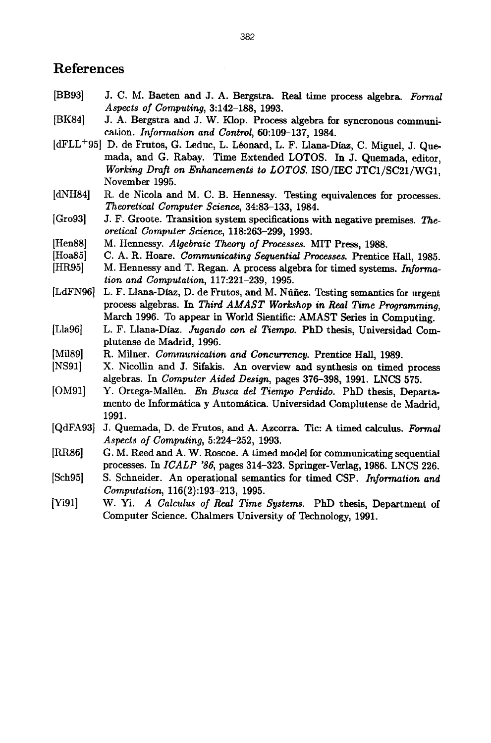## References

[BB93] J. C. M. Baeten and J. A. Bergstra. Real time process algebra. *Formal Aspects of Computing*, 3:142–188, 1993.

[BK84] J. A. Bergstra and J. W. Klop. Process algebra for syncronous communication. *Information and Control*, 60:109–137, 1984.

[dFLL+95] D. de Frutos, G. Leduc, L. Léonard, L. F. Llana-Díaz, C. Miguel, J. Quemada, and G. Rabay. Time Extended LOTOS. In J. Quemada, editor, *Working Draft on Enhancements to LOTOS*. ISO/IEC JTC1/SC21/WG1, November 1995.

[dNH84] R. de Nicola and M. C. B. Hennessy. Testing equivalences for processes. *Theoretical Computer Science*, 34:83–133, 1984.

[Gro93] J. F. Groote. Transition system specifications with negative premises. *Theoretical Computer Science*, 118:263–299, 1993.

[Hen88] M. Hennessy. *Algebraic Theory of Processes*. MIT Press, 1988.

[Hoa85] C. A. R. Hoare. *Communicating Sequential Processes*. Prentice Hall, 1985.

[HR95] M. Hennessy and T. Regan. A process algebra for timed systems. *Information and Computation*, 117:221–239, 1995.

[LdFN96] L. F. Llana-Díaz, D. de Frutos, and M. Núñez. Testing semantics for urgent process algebras. In *Third AMAST Workshop in Real Time Programming*, March 1996. To appear in World Sientific: AMAST Series in Computing.

[Lla96] L. F. Llana-Díaz. *Jugando con el Tiempo*. PhD thesis, Universidad Complutense de Madrid, 1996.

[Mil89] R. Milner. *Communication and Concurrency*. Prentice Hall, 1989.

[NS91] X. Nicollin and J. Sifakis. An overview and synthesis on timed process algebras. In *Computer Aided Design*, pages 376–398, 1991. LNCS 575.

[OM91] Y. Ortega-Mallén. *En Busca del Tiempo Perdido*. PhD thesis, Departamento de Informática y Automática. Universidad Complutense de Madrid, 1991.

[QdFA93] J. Quemada, D. de Frutos, and A. Azcorra. Tic: A timed calculus. *Formal Aspects of Computing*, 5:224–252, 1993.

[RR86] G. M. Reed and A. W. Roscoe. A timed model for communicating sequential processes. In *ICALP '86*, pages 314–323. Springer-Verlag, 1986. LNCS 226.

[Sch95] S. Schneider. An operational semantics for timed CSP. *Information and Computation*, 116(2):193–213, 1995.

[Yi91] W. Yi. *A Calculus of Real Time Systems*. PhD thesis, Department of Computer Science. Chalmers University of Technology, 1991.